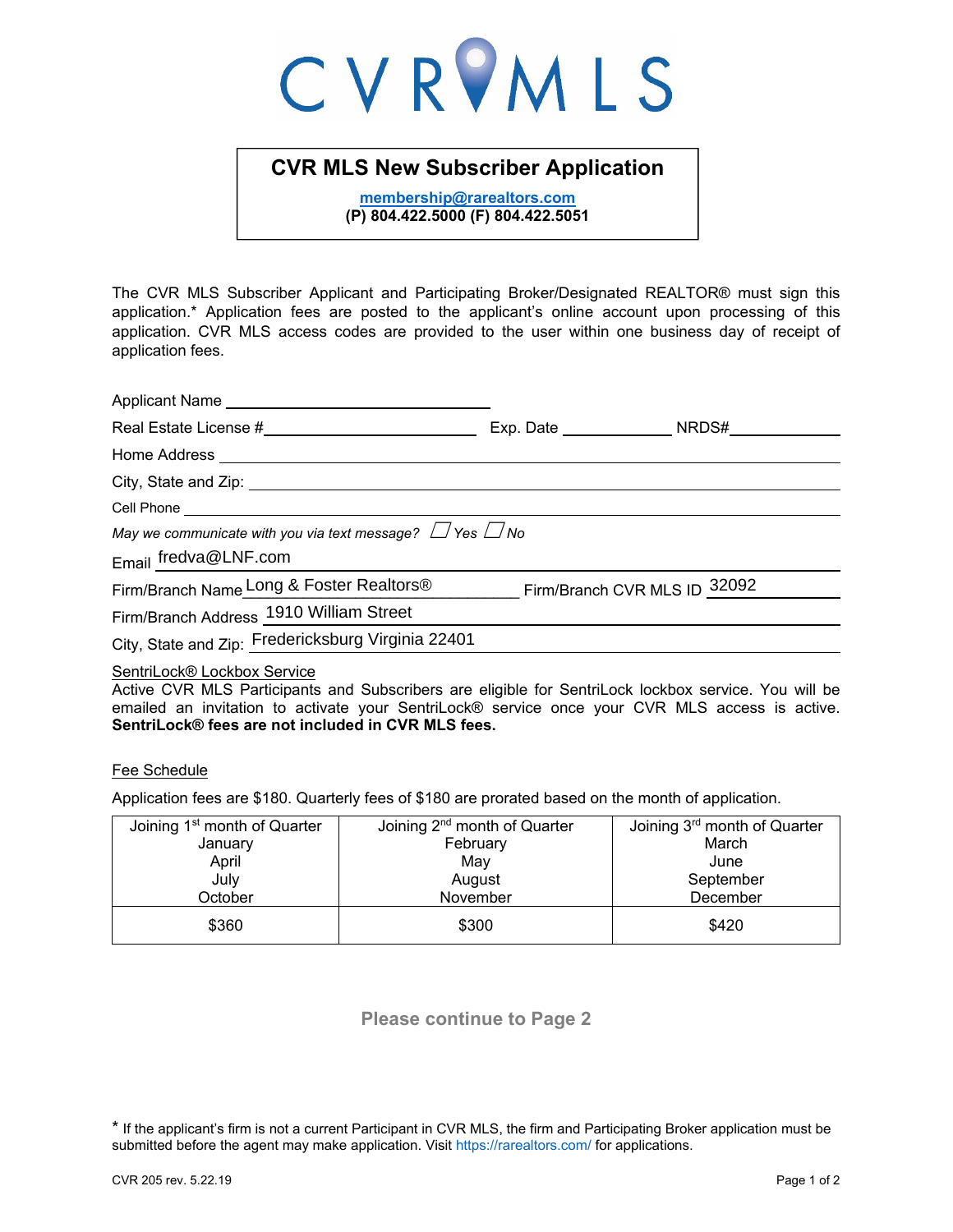# CVRMLS

## CVR MLS New Subscriber Application

membership@rarealtors.com
**(P) 804.422.5000 (F) 804.422.5051**

The CVR MLS Subscriber Applicant and Participating Broker/Designated REALTOR® must sign this application.* Application fees are posted to the applicant's online account upon processing of this application. CVR MLS access codes are provided to the user within one business day of receipt of application fees.

Applicant Name ______________________________

Real Estate License # ________________________ Exp. Date ____________ NRDS# ____________

Home Address ______________________________

City, State and Zip: ______________________________

Cell Phone ______________________________

*May we communicate with you via text message?* ☐ *Yes* ☐ *No*

Email fredva@LNF.com

Firm/Branch Name Long & Foster Realtors® Firm/Branch CVR MLS ID 32092

Firm/Branch Address 1910 William Street

City, State and Zip: Fredericksburg Virginia 22401

SentriLock® Lockbox Service
Active CVR MLS Participants and Subscribers are eligible for SentriLock lockbox service. You will be emailed an invitation to activate your SentriLock® service once your CVR MLS access is active. **SentriLock® fees are not included in CVR MLS fees.**

Fee Schedule

Application fees are $180. Quarterly fees of $180 are prorated based on the month of application.

| Joining 1st month of Quarter<br>January<br>April<br>July<br>October | Joining 2nd month of Quarter<br>February<br>May<br>August<br>November | Joining 3rd month of Quarter<br>March<br>June<br>September<br>December |
|---|---|---|
| $360 | $300 | $420 |

**Please continue to Page 2**

* If the applicant's firm is not a current Participant in CVR MLS, the firm and Participating Broker application must be submitted before the agent may make application. Visit https://rarealtors.com/ for applications.

CVR 205 rev. 5.22.19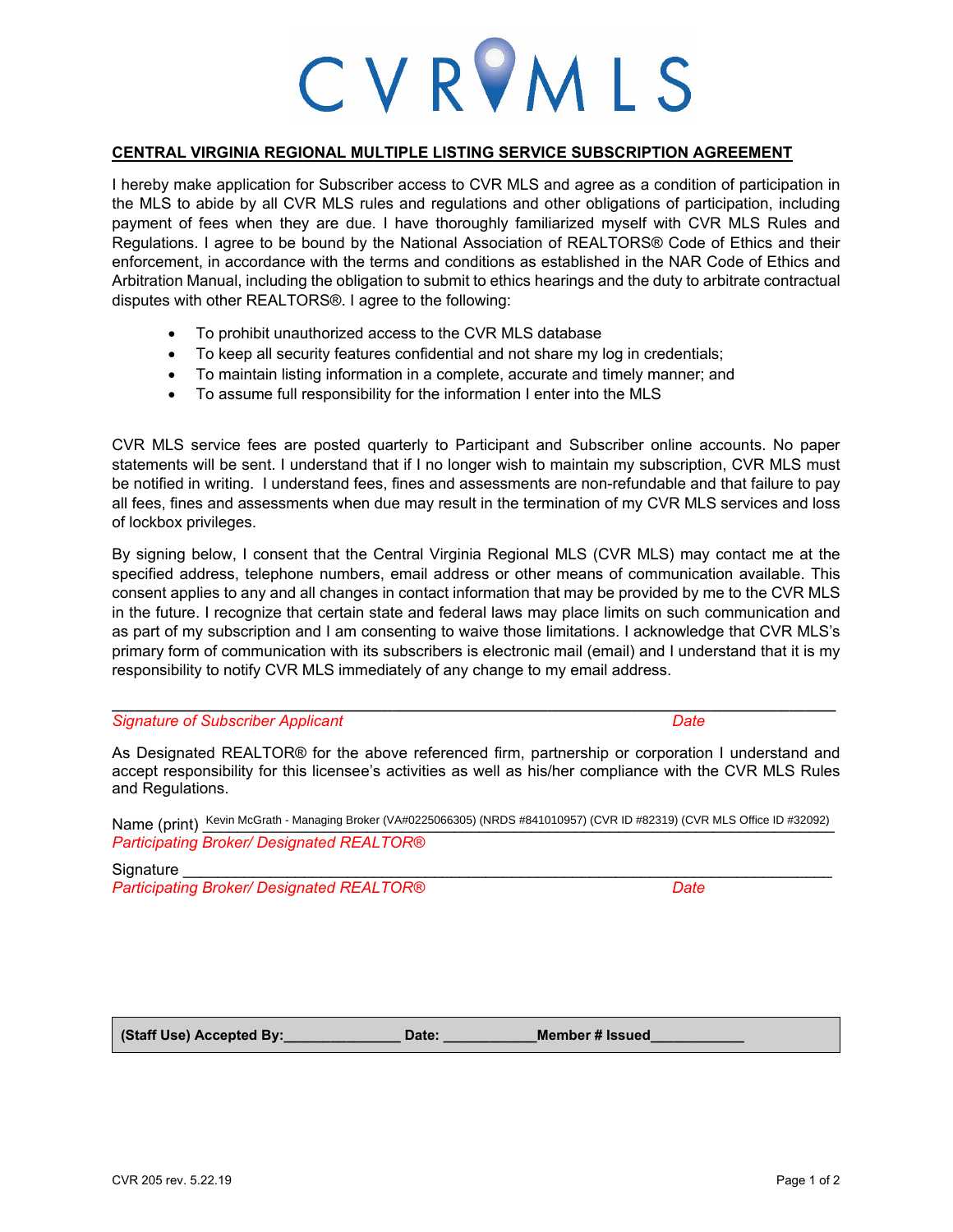CVR MLS

**CENTRAL VIRGINIA REGIONAL MULTIPLE LISTING SERVICE SUBSCRIPTION AGREEMENT**

I hereby make application for Subscriber access to CVR MLS and agree as a condition of participation in the MLS to abide by all CVR MLS rules and regulations and other obligations of participation, including payment of fees when they are due. I have thoroughly familiarized myself with CVR MLS Rules and Regulations. I agree to be bound by the National Association of REALTORS® Code of Ethics and their enforcement, in accordance with the terms and conditions as established in the NAR Code of Ethics and Arbitration Manual, including the obligation to submit to ethics hearings and the duty to arbitrate contractual disputes with other REALTORS®. I agree to the following:

- To prohibit unauthorized access to the CVR MLS database
- To keep all security features confidential and not share my log in credentials;
- To maintain listing information in a complete, accurate and timely manner; and
- To assume full responsibility for the information I enter into the MLS

CVR MLS service fees are posted quarterly to Participant and Subscriber online accounts. No paper statements will be sent. I understand that if I no longer wish to maintain my subscription, CVR MLS must be notified in writing. I understand fees, fines and assessments are non-refundable and that failure to pay all fees, fines and assessments when due may result in the termination of my CVR MLS services and loss of lockbox privileges.

By signing below, I consent that the Central Virginia Regional MLS (CVR MLS) may contact me at the specified address, telephone numbers, email address or other means of communication available. This consent applies to any and all changes in contact information that may be provided by me to the CVR MLS in the future. I recognize that certain state and federal laws may place limits on such communication and as part of my subscription and I am consenting to waive those limitations. I acknowledge that CVR MLS's primary form of communication with its subscribers is electronic mail (email) and I understand that it is my responsibility to notify CVR MLS immediately of any change to my email address.

___________________________________________________________________________

*Signature of Subscriber Applicant* *Date*

As Designated REALTOR® for the above referenced firm, partnership or corporation I understand and accept responsibility for this licensee's activities as well as his/her compliance with the CVR MLS Rules and Regulations.

Name (print) Kevin McGrath - Managing Broker (VA#0225066305) (NRDS #841010957) (CVR ID #82319) (CVR MLS Office ID #32092)
*Participating Broker/ Designated REALTOR®*

Signature ___________________________________________________________________
*Participating Broker/ Designated REALTOR®* *Date*

**(Staff Use) Accepted By:______________ Date: ___________Member # Issued___________**

CVR 205 rev. 5.22.19